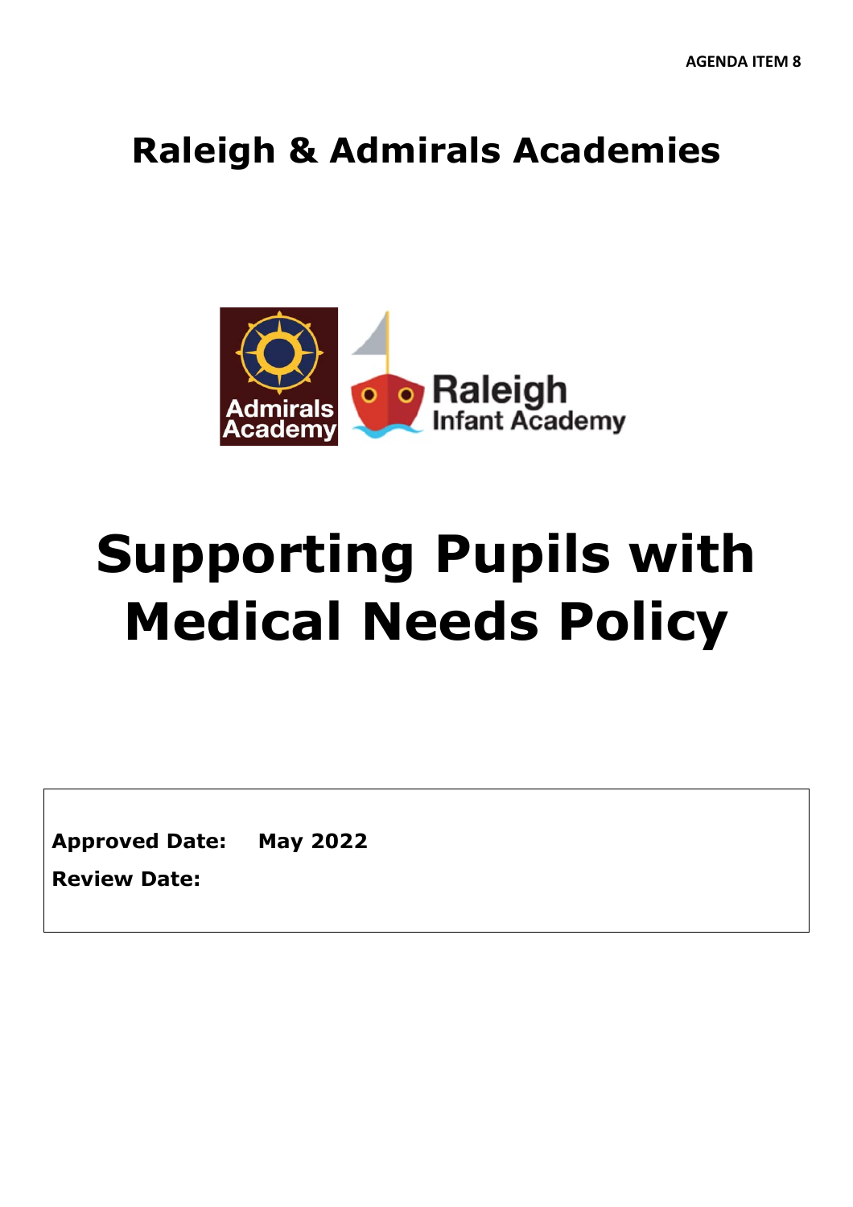AGENDA ITEM 8

## Raleigh & Admirals Academies

# Supporting Pupils with Medical Needs Policy

**Approved Date:** **May 2022**

**Review Date:**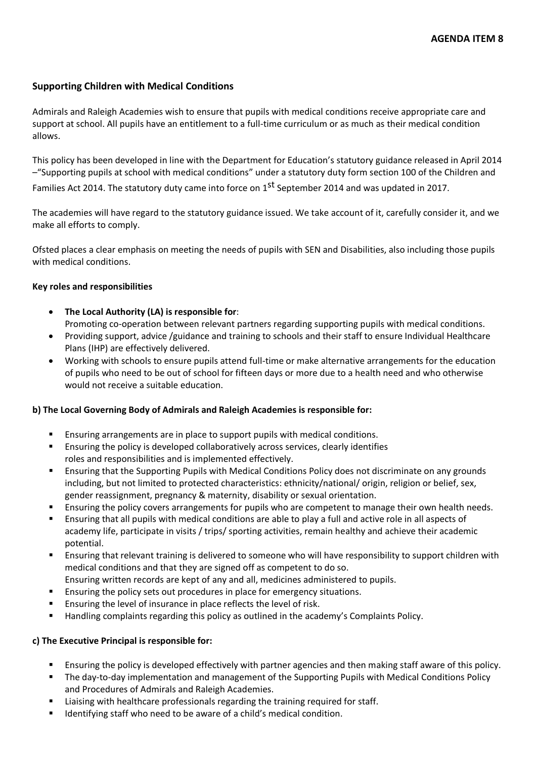**AGENDA ITEM 8**

### Supporting Children with Medical Conditions

Admirals and Raleigh Academies wish to ensure that pupils with medical conditions receive appropriate care and support at school. All pupils have an entitlement to a full-time curriculum or as much as their medical condition allows.

This policy has been developed in line with the Department for Education's statutory guidance released in April 2014 –"Supporting pupils at school with medical conditions" under a statutory duty form section 100 of the Children and Families Act 2014. The statutory duty came into force on 1st September 2014 and was updated in 2017.

The academies will have regard to the statutory guidance issued. We take account of it, carefully consider it, and we make all efforts to comply.

Ofsted places a clear emphasis on meeting the needs of pupils with SEN and Disabilities, also including those pupils with medical conditions.

**Key roles and responsibilities**

- **The Local Authority (LA) is responsible for**:
  Promoting co-operation between relevant partners regarding supporting pupils with medical conditions.
- Providing support, advice /guidance and training to schools and their staff to ensure Individual Healthcare Plans (IHP) are effectively delivered.
- Working with schools to ensure pupils attend full-time or make alternative arrangements for the education of pupils who need to be out of school for fifteen days or more due to a health need and who otherwise would not receive a suitable education.

**b) The Local Governing Body of Admirals and Raleigh Academies is responsible for:**

- Ensuring arrangements are in place to support pupils with medical conditions.
- Ensuring the policy is developed collaboratively across services, clearly identifies roles and responsibilities and is implemented effectively.
- Ensuring that the Supporting Pupils with Medical Conditions Policy does not discriminate on any grounds including, but not limited to protected characteristics: ethnicity/national/ origin, religion or belief, sex, gender reassignment, pregnancy & maternity, disability or sexual orientation.
- Ensuring the policy covers arrangements for pupils who are competent to manage their own health needs.
- Ensuring that all pupils with medical conditions are able to play a full and active role in all aspects of academy life, participate in visits / trips/ sporting activities, remain healthy and achieve their academic potential.
- Ensuring that relevant training is delivered to someone who will have responsibility to support children with medical conditions and that they are signed off as competent to do so.
  Ensuring written records are kept of any and all, medicines administered to pupils.
- Ensuring the policy sets out procedures in place for emergency situations.
- Ensuring the level of insurance in place reflects the level of risk.
- Handling complaints regarding this policy as outlined in the academy's Complaints Policy.

**c) The Executive Principal is responsible for:**

- Ensuring the policy is developed effectively with partner agencies and then making staff aware of this policy.
- The day-to-day implementation and management of the Supporting Pupils with Medical Conditions Policy and Procedures of Admirals and Raleigh Academies.
- Liaising with healthcare professionals regarding the training required for staff.
- Identifying staff who need to be aware of a child's medical condition.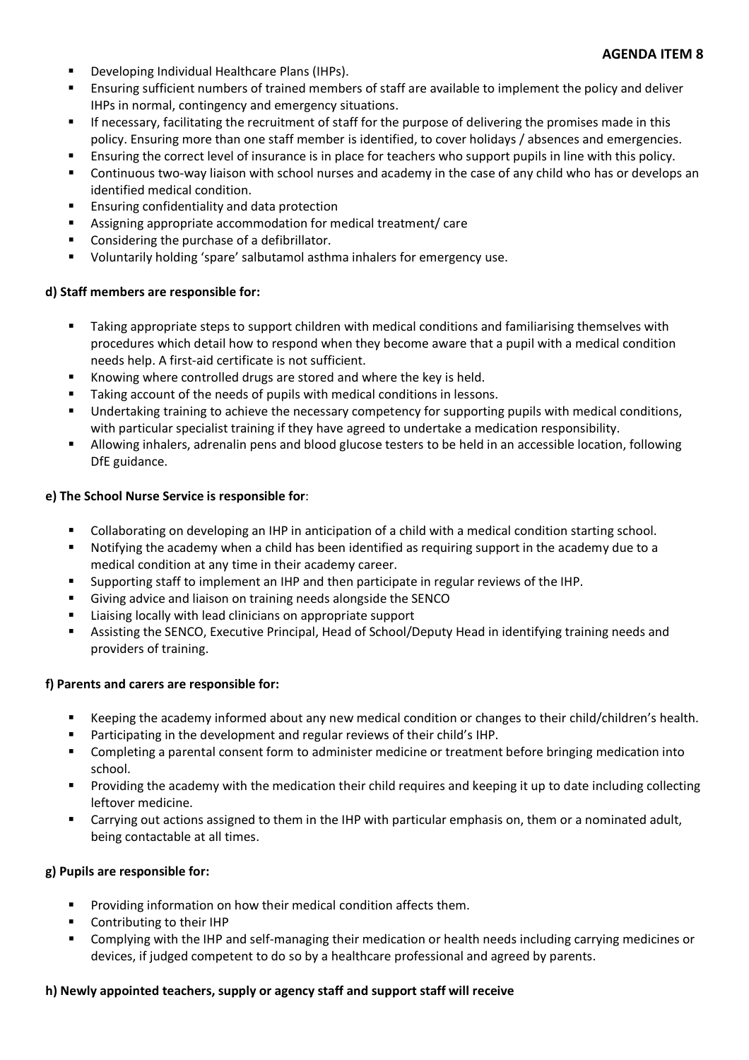- Developing Individual Healthcare Plans (IHPs).
- Ensuring sufficient numbers of trained members of staff are available to implement the policy and deliver IHPs in normal, contingency and emergency situations.
- If necessary, facilitating the recruitment of staff for the purpose of delivering the promises made in this policy. Ensuring more than one staff member is identified, to cover holidays / absences and emergencies.
- Ensuring the correct level of insurance is in place for teachers who support pupils in line with this policy.
- Continuous two-way liaison with school nurses and academy in the case of any child who has or develops an identified medical condition.
- Ensuring confidentiality and data protection
- Assigning appropriate accommodation for medical treatment/ care
- Considering the purchase of a defibrillator.
- Voluntarily holding 'spare' salbutamol asthma inhalers for emergency use.

**d) Staff members are responsible for:**

- Taking appropriate steps to support children with medical conditions and familiarising themselves with procedures which detail how to respond when they become aware that a pupil with a medical condition needs help. A first-aid certificate is not sufficient.
- Knowing where controlled drugs are stored and where the key is held.
- Taking account of the needs of pupils with medical conditions in lessons.
- Undertaking training to achieve the necessary competency for supporting pupils with medical conditions, with particular specialist training if they have agreed to undertake a medication responsibility.
- Allowing inhalers, adrenalin pens and blood glucose testers to be held in an accessible location, following DfE guidance.

**e) The School Nurse Service is responsible for**:

- Collaborating on developing an IHP in anticipation of a child with a medical condition starting school.
- Notifying the academy when a child has been identified as requiring support in the academy due to a medical condition at any time in their academy career.
- Supporting staff to implement an IHP and then participate in regular reviews of the IHP.
- Giving advice and liaison on training needs alongside the SENCO
- Liaising locally with lead clinicians on appropriate support
- Assisting the SENCO, Executive Principal, Head of School/Deputy Head in identifying training needs and providers of training.

**f) Parents and carers are responsible for:**

- Keeping the academy informed about any new medical condition or changes to their child/children's health.
- Participating in the development and regular reviews of their child's IHP.
- Completing a parental consent form to administer medicine or treatment before bringing medication into school.
- Providing the academy with the medication their child requires and keeping it up to date including collecting leftover medicine.
- Carrying out actions assigned to them in the IHP with particular emphasis on, them or a nominated adult, being contactable at all times.

**g) Pupils are responsible for:**

- Providing information on how their medical condition affects them.
- Contributing to their IHP
- Complying with the IHP and self-managing their medication or health needs including carrying medicines or devices, if judged competent to do so by a healthcare professional and agreed by parents.

**h) Newly appointed teachers, supply or agency staff and support staff will receive**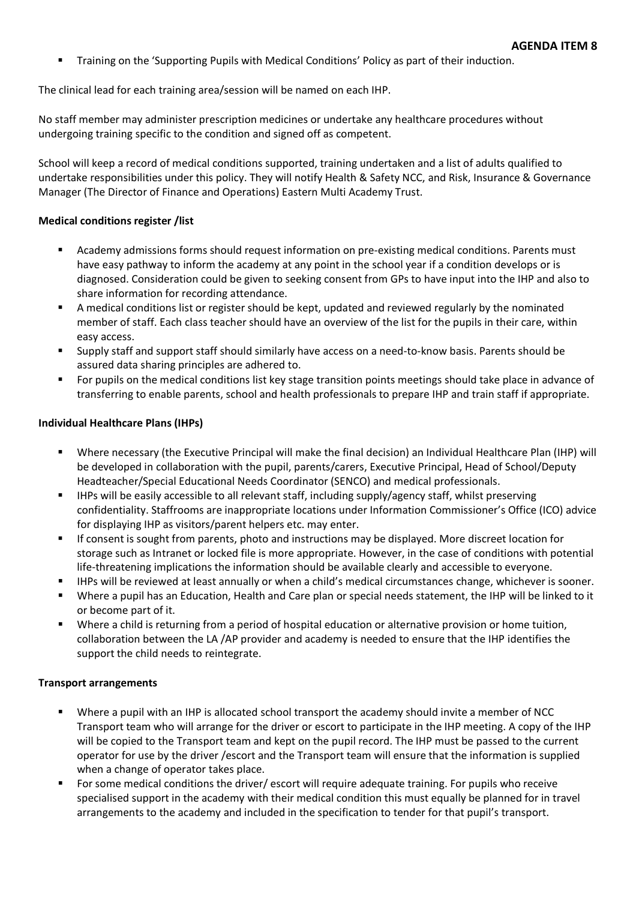- Training on the 'Supporting Pupils with Medical Conditions' Policy as part of their induction.

The clinical lead for each training area/session will be named on each IHP.

No staff member may administer prescription medicines or undertake any healthcare procedures without undergoing training specific to the condition and signed off as competent.

School will keep a record of medical conditions supported, training undertaken and a list of adults qualified to undertake responsibilities under this policy. They will notify Health & Safety NCC, and Risk, Insurance & Governance Manager (The Director of Finance and Operations) Eastern Multi Academy Trust.

**Medical conditions register /list**

- Academy admissions forms should request information on pre-existing medical conditions. Parents must have easy pathway to inform the academy at any point in the school year if a condition develops or is diagnosed. Consideration could be given to seeking consent from GPs to have input into the IHP and also to share information for recording attendance.
- A medical conditions list or register should be kept, updated and reviewed regularly by the nominated member of staff. Each class teacher should have an overview of the list for the pupils in their care, within easy access.
- Supply staff and support staff should similarly have access on a need-to-know basis. Parents should be assured data sharing principles are adhered to.
- For pupils on the medical conditions list key stage transition points meetings should take place in advance of transferring to enable parents, school and health professionals to prepare IHP and train staff if appropriate.

**Individual Healthcare Plans (IHPs)**

- Where necessary (the Executive Principal will make the final decision) an Individual Healthcare Plan (IHP) will be developed in collaboration with the pupil, parents/carers, Executive Principal, Head of School/Deputy Headteacher/Special Educational Needs Coordinator (SENCO) and medical professionals.
- IHPs will be easily accessible to all relevant staff, including supply/agency staff, whilst preserving confidentiality. Staffrooms are inappropriate locations under Information Commissioner's Office (ICO) advice for displaying IHP as visitors/parent helpers etc. may enter.
- If consent is sought from parents, photo and instructions may be displayed. More discreet location for storage such as Intranet or locked file is more appropriate. However, in the case of conditions with potential life-threatening implications the information should be available clearly and accessible to everyone.
- IHPs will be reviewed at least annually or when a child's medical circumstances change, whichever is sooner.
- Where a pupil has an Education, Health and Care plan or special needs statement, the IHP will be linked to it or become part of it.
- Where a child is returning from a period of hospital education or alternative provision or home tuition, collaboration between the LA /AP provider and academy is needed to ensure that the IHP identifies the support the child needs to reintegrate.

**Transport arrangements**

- Where a pupil with an IHP is allocated school transport the academy should invite a member of NCC Transport team who will arrange for the driver or escort to participate in the IHP meeting. A copy of the IHP will be copied to the Transport team and kept on the pupil record. The IHP must be passed to the current operator for use by the driver /escort and the Transport team will ensure that the information is supplied when a change of operator takes place.
- For some medical conditions the driver/ escort will require adequate training. For pupils who receive specialised support in the academy with their medical condition this must equally be planned for in travel arrangements to the academy and included in the specification to tender for that pupil's transport.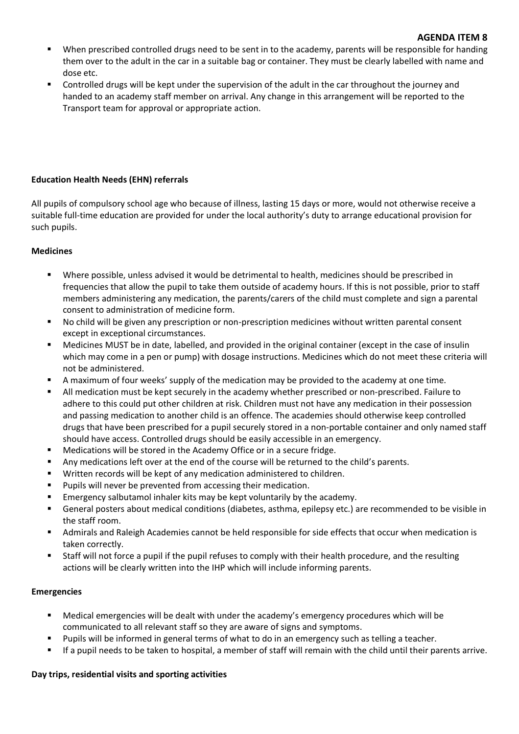- When prescribed controlled drugs need to be sent in to the academy, parents will be responsible for handing them over to the adult in the car in a suitable bag or container. They must be clearly labelled with name and dose etc.
- Controlled drugs will be kept under the supervision of the adult in the car throughout the journey and handed to an academy staff member on arrival. Any change in this arrangement will be reported to the Transport team for approval or appropriate action.

**Education Health Needs (EHN) referrals**

All pupils of compulsory school age who because of illness, lasting 15 days or more, would not otherwise receive a suitable full-time education are provided for under the local authority's duty to arrange educational provision for such pupils.

**Medicines**

- Where possible, unless advised it would be detrimental to health, medicines should be prescribed in frequencies that allow the pupil to take them outside of academy hours. If this is not possible, prior to staff members administering any medication, the parents/carers of the child must complete and sign a parental consent to administration of medicine form.
- No child will be given any prescription or non-prescription medicines without written parental consent except in exceptional circumstances.
- Medicines MUST be in date, labelled, and provided in the original container (except in the case of insulin which may come in a pen or pump) with dosage instructions. Medicines which do not meet these criteria will not be administered.
- A maximum of four weeks' supply of the medication may be provided to the academy at one time.
- All medication must be kept securely in the academy whether prescribed or non-prescribed. Failure to adhere to this could put other children at risk. Children must not have any medication in their possession and passing medication to another child is an offence. The academies should otherwise keep controlled drugs that have been prescribed for a pupil securely stored in a non-portable container and only named staff should have access. Controlled drugs should be easily accessible in an emergency.
- Medications will be stored in the Academy Office or in a secure fridge.
- Any medications left over at the end of the course will be returned to the child's parents.
- Written records will be kept of any medication administered to children.
- Pupils will never be prevented from accessing their medication.
- Emergency salbutamol inhaler kits may be kept voluntarily by the academy.
- General posters about medical conditions (diabetes, asthma, epilepsy etc.) are recommended to be visible in the staff room.
- Admirals and Raleigh Academies cannot be held responsible for side effects that occur when medication is taken correctly.
- Staff will not force a pupil if the pupil refuses to comply with their health procedure, and the resulting actions will be clearly written into the IHP which will include informing parents.

**Emergencies**

- Medical emergencies will be dealt with under the academy's emergency procedures which will be communicated to all relevant staff so they are aware of signs and symptoms.
- Pupils will be informed in general terms of what to do in an emergency such as telling a teacher.
- If a pupil needs to be taken to hospital, a member of staff will remain with the child until their parents arrive.

**Day trips, residential visits and sporting activities**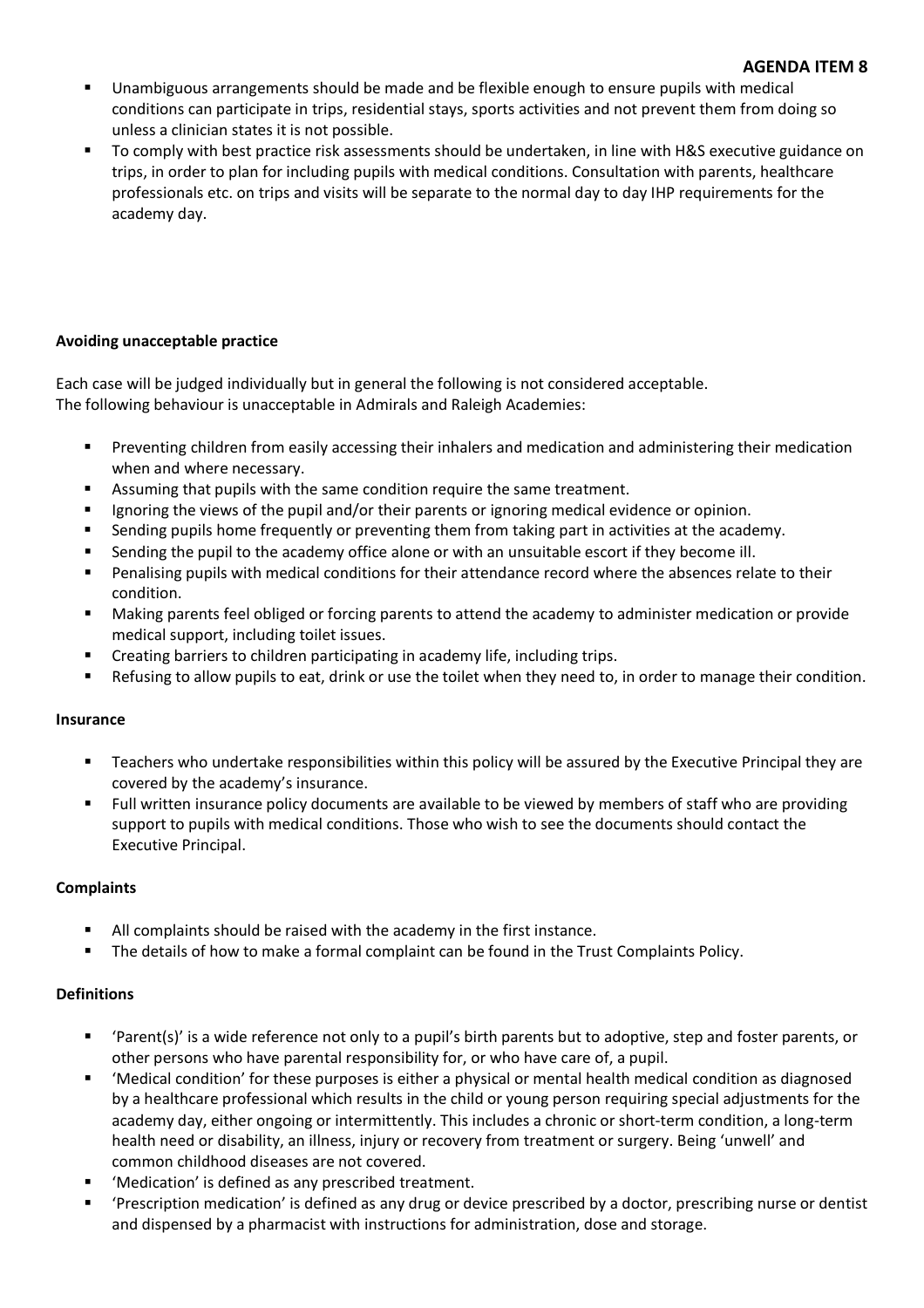- Unambiguous arrangements should be made and be flexible enough to ensure pupils with medical conditions can participate in trips, residential stays, sports activities and not prevent them from doing so unless a clinician states it is not possible.
- To comply with best practice risk assessments should be undertaken, in line with H&S executive guidance on trips, in order to plan for including pupils with medical conditions. Consultation with parents, healthcare professionals etc. on trips and visits will be separate to the normal day to day IHP requirements for the academy day.

**Avoiding unacceptable practice**

Each case will be judged individually but in general the following is not considered acceptable.
The following behaviour is unacceptable in Admirals and Raleigh Academies:

- Preventing children from easily accessing their inhalers and medication and administering their medication when and where necessary.
- Assuming that pupils with the same condition require the same treatment.
- Ignoring the views of the pupil and/or their parents or ignoring medical evidence or opinion.
- Sending pupils home frequently or preventing them from taking part in activities at the academy.
- Sending the pupil to the academy office alone or with an unsuitable escort if they become ill.
- Penalising pupils with medical conditions for their attendance record where the absences relate to their condition.
- Making parents feel obliged or forcing parents to attend the academy to administer medication or provide medical support, including toilet issues.
- Creating barriers to children participating in academy life, including trips.
- Refusing to allow pupils to eat, drink or use the toilet when they need to, in order to manage their condition.

**Insurance**

- Teachers who undertake responsibilities within this policy will be assured by the Executive Principal they are covered by the academy's insurance.
- Full written insurance policy documents are available to be viewed by members of staff who are providing support to pupils with medical conditions. Those who wish to see the documents should contact the Executive Principal.

**Complaints**

- All complaints should be raised with the academy in the first instance.
- The details of how to make a formal complaint can be found in the Trust Complaints Policy.

**Definitions**

- 'Parent(s)' is a wide reference not only to a pupil's birth parents but to adoptive, step and foster parents, or other persons who have parental responsibility for, or who have care of, a pupil.
- 'Medical condition' for these purposes is either a physical or mental health medical condition as diagnosed by a healthcare professional which results in the child or young person requiring special adjustments for the academy day, either ongoing or intermittently. This includes a chronic or short-term condition, a long-term health need or disability, an illness, injury or recovery from treatment or surgery. Being 'unwell' and common childhood diseases are not covered.
- 'Medication' is defined as any prescribed treatment.
- 'Prescription medication' is defined as any drug or device prescribed by a doctor, prescribing nurse or dentist and dispensed by a pharmacist with instructions for administration, dose and storage.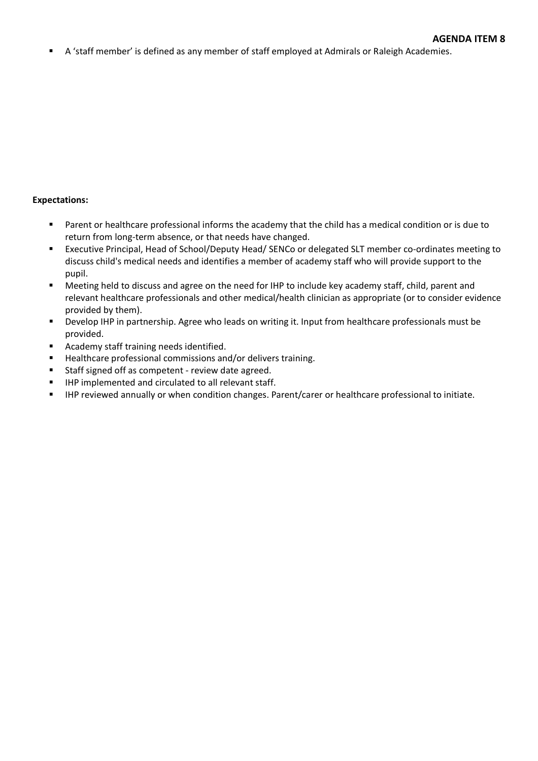- A 'staff member' is defined as any member of staff employed at Admirals or Raleigh Academies.

**Expectations:**

- Parent or healthcare professional informs the academy that the child has a medical condition or is due to return from long-term absence, or that needs have changed.
- Executive Principal, Head of School/Deputy Head/ SENCo or delegated SLT member co-ordinates meeting to discuss child's medical needs and identifies a member of academy staff who will provide support to the pupil.
- Meeting held to discuss and agree on the need for IHP to include key academy staff, child, parent and relevant healthcare professionals and other medical/health clinician as appropriate (or to consider evidence provided by them).
- Develop IHP in partnership. Agree who leads on writing it. Input from healthcare professionals must be provided.
- Academy staff training needs identified.
- Healthcare professional commissions and/or delivers training.
- Staff signed off as competent - review date agreed.
- IHP implemented and circulated to all relevant staff.
- IHP reviewed annually or when condition changes. Parent/carer or healthcare professional to initiate.